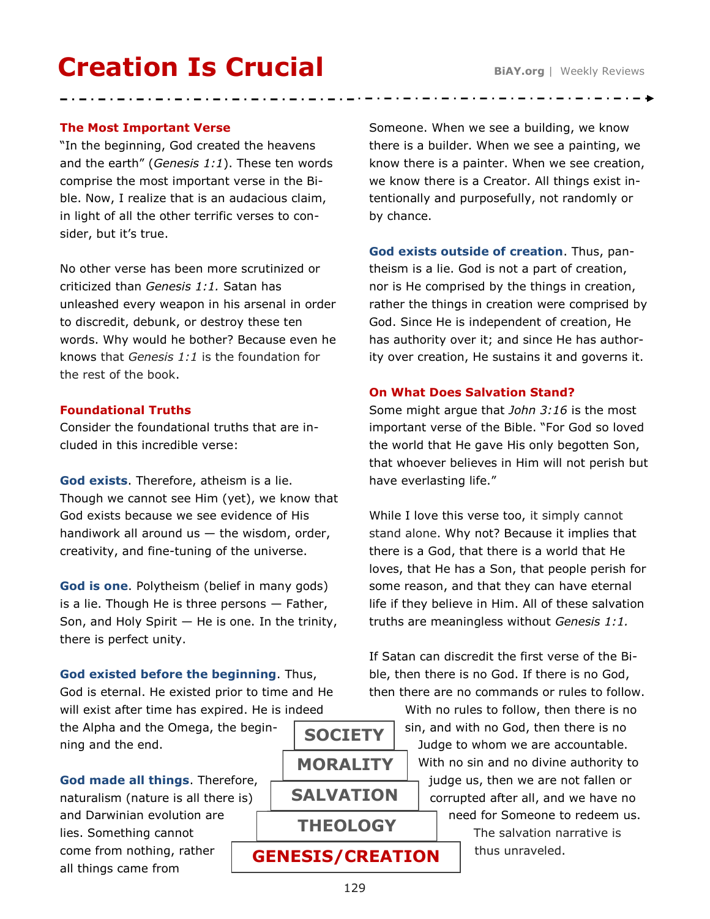# Creation Is Crucial

## The Most Important Verse

"In the beginning, God created the heavens and the earth" (*Genesis 1:1*). These ten words comprise the most important verse in the Bible. Now, I realize that is an audacious claim, in light of all the other terrific verses to consider, but it's true.

No other verse has been more scrutinized or criticized than *Genesis 1:1.* Satan has unleashed every weapon in his arsenal in order to discredit, debunk, or destroy these ten words. Why would he bother? Because even he knows that *Genesis 1:1* is the foundation for the rest of the book.

## Foundational Truths

Consider the foundational truths that are included in this incredible verse:

**God exists**. Therefore, atheism is a lie. Though we cannot see Him (yet), we know that God exists because we see evidence of His handiwork all around us — the wisdom, order, creativity, and fine-tuning of the universe.

**God is one**. Polytheism (belief in many gods) is a lie. Though He is three persons — Father, Son, and Holy Spirit — He is one. In the trinity, there is perfect unity.

**God existed before the beginning**. Thus, God is eternal. He existed prior to time and He will exist after time has expired. He is indeed the Alpha and the Omega, the beginning and the end.

**God made all things**. Therefore, naturalism (nature is all there is) and Darwinian evolution are lies. Something cannot come from nothing, rather all things came from Someone. When we see a building, we know there is a builder. When we see a painting, we know there is a painter. When we see creation, we know there is a Creator. All things exist intentionally and purposefully, not randomly or by chance.

**God exists outside of creation**. Thus, pantheism is a lie. God is not a part of creation, nor is He comprised by the things in creation, rather the things in creation were comprised by God. Since He is independent of creation, He has authority over it; and since He has authority over creation, He sustains it and governs it.

## On What Does Salvation Stand?

Some might argue that *John 3:16* is the most important verse of the Bible. "For God so loved the world that He gave His only begotten Son, that whoever believes in Him will not perish but have everlasting life."

While I love this verse too, it simply cannot stand alone. Why not? Because it implies that there is a God, that there is a world that He loves, that He has a Son, that people perish for some reason, and that they can have eternal life if they believe in Him. All of these salvation truths are meaningless without *Genesis 1:1.*

If Satan can discredit the first verse of the Bible, then there is no God. If there is no God, then there are no commands or rules to follow. With no rules to follow, then there is no sin, and with no God, then there is no Judge to whom we are accountable. With no sin and no divine authority to judge us, then we are not fallen or corrupted after all, and we have no need for Someone to redeem us. The salvation narrative is thus unraveled.

SOCIETY
MORALITY
SALVATION
THEOLOGY
GENESIS/CREATION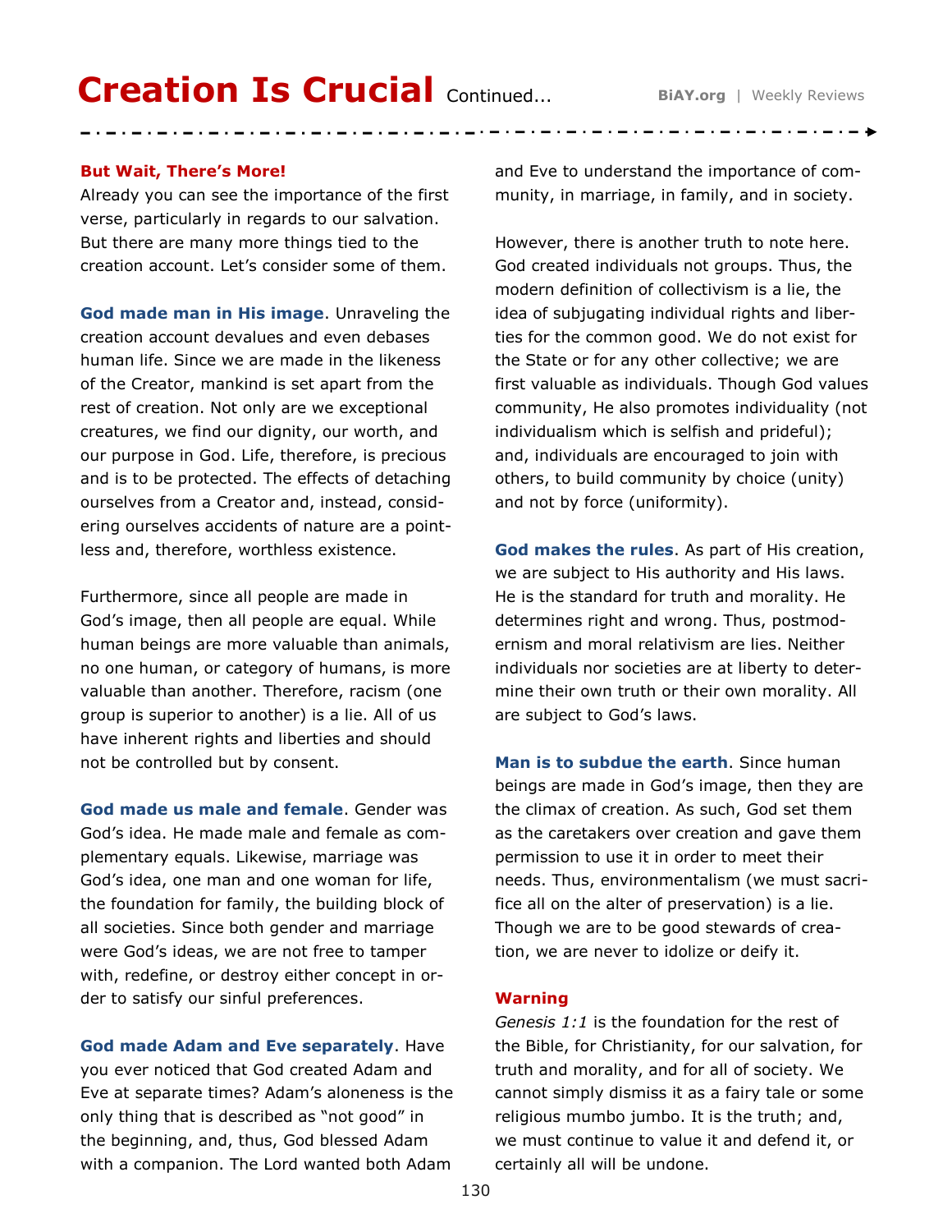# Creation Is Crucial Continued...

## But Wait, There's More!

Already you can see the importance of the first verse, particularly in regards to our salvation. But there are many more things tied to the creation account. Let's consider some of them.

**God made man in His image**. Unraveling the creation account devalues and even debases human life. Since we are made in the likeness of the Creator, mankind is set apart from the rest of creation. Not only are we exceptional creatures, we find our dignity, our worth, and our purpose in God. Life, therefore, is precious and is to be protected. The effects of detaching ourselves from a Creator and, instead, considering ourselves accidents of nature are a pointless and, therefore, worthless existence.

Furthermore, since all people are made in God's image, then all people are equal. While human beings are more valuable than animals, no one human, or category of humans, is more valuable than another. Therefore, racism (one group is superior to another) is a lie. All of us have inherent rights and liberties and should not be controlled but by consent.

**God made us male and female**. Gender was God's idea. He made male and female as complementary equals. Likewise, marriage was God's idea, one man and one woman for life, the foundation for family, the building block of all societies. Since both gender and marriage were God's ideas, we are not free to tamper with, redefine, or destroy either concept in order to satisfy our sinful preferences.

**God made Adam and Eve separately**. Have you ever noticed that God created Adam and Eve at separate times? Adam's aloneness is the only thing that is described as "not good" in the beginning, and, thus, God blessed Adam with a companion. The Lord wanted both Adam and Eve to understand the importance of community, in marriage, in family, and in society.

However, there is another truth to note here. God created individuals not groups. Thus, the modern definition of collectivism is a lie, the idea of subjugating individual rights and liberties for the common good. We do not exist for the State or for any other collective; we are first valuable as individuals. Though God values community, He also promotes individuality (not individualism which is selfish and prideful); and, individuals are encouraged to join with others, to build community by choice (unity) and not by force (uniformity).

**God makes the rules**. As part of His creation, we are subject to His authority and His laws. He is the standard for truth and morality. He determines right and wrong. Thus, postmodernism and moral relativism are lies. Neither individuals nor societies are at liberty to determine their own truth or their own morality. All are subject to God's laws.

**Man is to subdue the earth**. Since human beings are made in God's image, then they are the climax of creation. As such, God set them as the caretakers over creation and gave them permission to use it in order to meet their needs. Thus, environmentalism (we must sacrifice all on the alter of preservation) is a lie. Though we are to be good stewards of creation, we are never to idolize or deify it.

## Warning

*Genesis 1:1* is the foundation for the rest of the Bible, for Christianity, for our salvation, for truth and morality, and for all of society. We cannot simply dismiss it as a fairy tale or some religious mumbo jumbo. It is the truth; and, we must continue to value it and defend it, or certainly all will be undone.